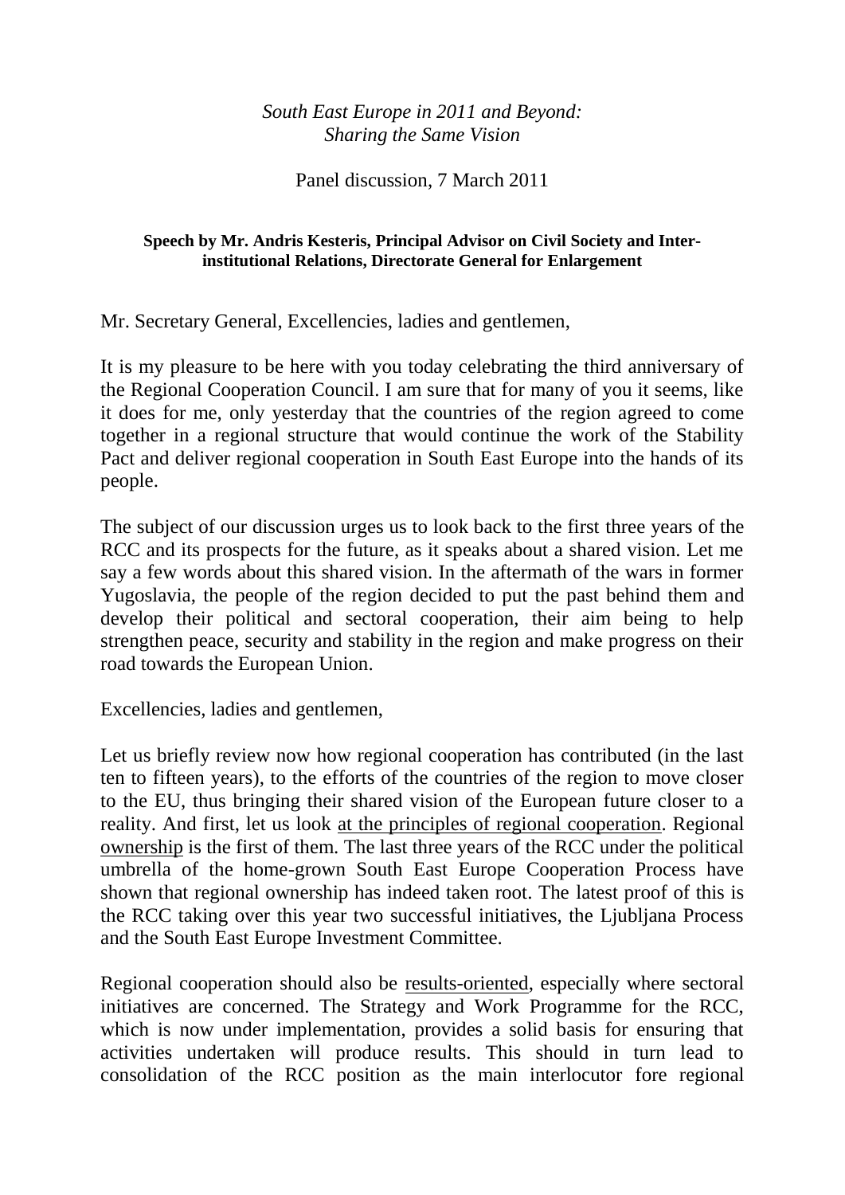*South East Europe in 2011 and Beyond:*
*Sharing the Same Vision*

Panel discussion, 7 March 2011

**Speech by Mr. Andris Kesteris, Principal Advisor on Civil Society and Inter-institutional Relations, Directorate General for Enlargement**

Mr. Secretary General, Excellencies, ladies and gentlemen,

It is my pleasure to be here with you today celebrating the third anniversary of the Regional Cooperation Council. I am sure that for many of you it seems, like it does for me, only yesterday that the countries of the region agreed to come together in a regional structure that would continue the work of the Stability Pact and deliver regional cooperation in South East Europe into the hands of its people.

The subject of our discussion urges us to look back to the first three years of the RCC and its prospects for the future, as it speaks about a shared vision. Let me say a few words about this shared vision. In the aftermath of the wars in former Yugoslavia, the people of the region decided to put the past behind them and develop their political and sectoral cooperation, their aim being to help strengthen peace, security and stability in the region and make progress on their road towards the European Union.

Excellencies, ladies and gentlemen,

Let us briefly review now how regional cooperation has contributed (in the last ten to fifteen years), to the efforts of the countries of the region to move closer to the EU, thus bringing their shared vision of the European future closer to a reality. And first, let us look <u>at the principles of regional cooperation</u>. Regional <u>ownership</u> is the first of them. The last three years of the RCC under the political umbrella of the home-grown South East Europe Cooperation Process have shown that regional ownership has indeed taken root. The latest proof of this is the RCC taking over this year two successful initiatives, the Ljubljana Process and the South East Europe Investment Committee.

Regional cooperation should also be <u>results-oriented</u>, especially where sectoral initiatives are concerned. The Strategy and Work Programme for the RCC, which is now under implementation, provides a solid basis for ensuring that activities undertaken will produce results. This should in turn lead to consolidation of the RCC position as the main interlocutor fore regional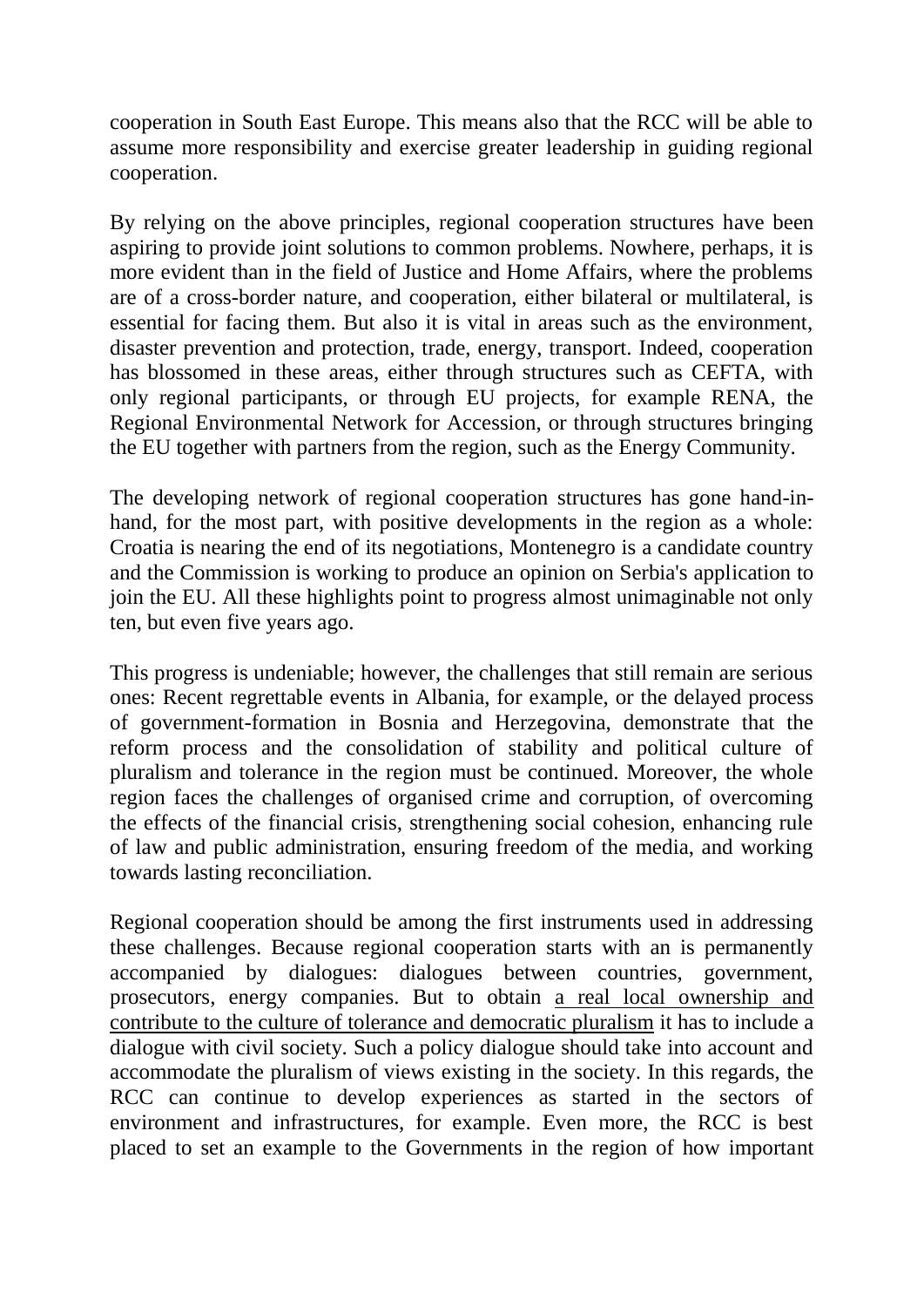cooperation in South East Europe. This means also that the RCC will be able to assume more responsibility and exercise greater leadership in guiding regional cooperation.

By relying on the above principles, regional cooperation structures have been aspiring to provide joint solutions to common problems. Nowhere, perhaps, it is more evident than in the field of Justice and Home Affairs, where the problems are of a cross-border nature, and cooperation, either bilateral or multilateral, is essential for facing them. But also it is vital in areas such as the environment, disaster prevention and protection, trade, energy, transport. Indeed, cooperation has blossomed in these areas, either through structures such as CEFTA, with only regional participants, or through EU projects, for example RENA, the Regional Environmental Network for Accession, or through structures bringing the EU together with partners from the region, such as the Energy Community.

The developing network of regional cooperation structures has gone hand-in-hand, for the most part, with positive developments in the region as a whole: Croatia is nearing the end of its negotiations, Montenegro is a candidate country and the Commission is working to produce an opinion on Serbia's application to join the EU. All these highlights point to progress almost unimaginable not only ten, but even five years ago.

This progress is undeniable; however, the challenges that still remain are serious ones: Recent regrettable events in Albania, for example, or the delayed process of government-formation in Bosnia and Herzegovina, demonstrate that the reform process and the consolidation of stability and political culture of pluralism and tolerance in the region must be continued. Moreover, the whole region faces the challenges of organised crime and corruption, of overcoming the effects of the financial crisis, strengthening social cohesion, enhancing rule of law and public administration, ensuring freedom of the media, and working towards lasting reconciliation.

Regional cooperation should be among the first instruments used in addressing these challenges. Because regional cooperation starts with an is permanently accompanied by dialogues: dialogues between countries, government, prosecutors, energy companies. But to obtain <u>a real local ownership and contribute to the culture of tolerance and democratic pluralism</u> it has to include a dialogue with civil society. Such a policy dialogue should take into account and accommodate the pluralism of views existing in the society. In this regards, the RCC can continue to develop experiences as started in the sectors of environment and infrastructures, for example. Even more, the RCC is best placed to set an example to the Governments in the region of how important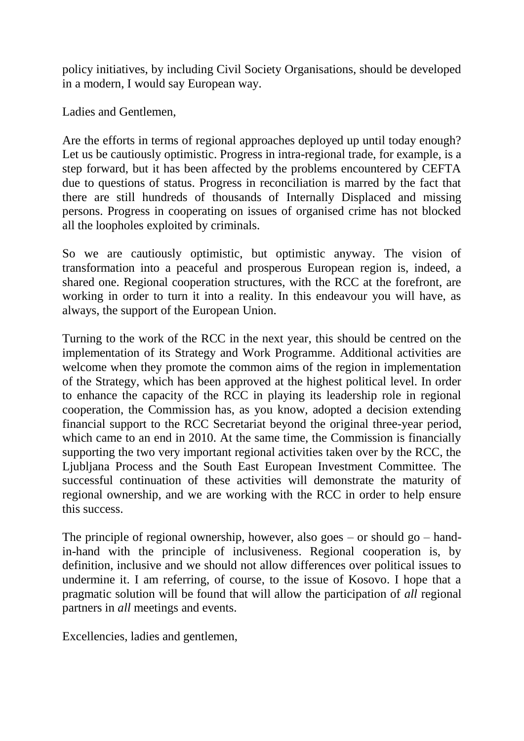policy initiatives, by including Civil Society Organisations, should be developed in a modern, I would say European way.

Ladies and Gentlemen,

Are the efforts in terms of regional approaches deployed up until today enough? Let us be cautiously optimistic. Progress in intra-regional trade, for example, is a step forward, but it has been affected by the problems encountered by CEFTA due to questions of status. Progress in reconciliation is marred by the fact that there are still hundreds of thousands of Internally Displaced and missing persons. Progress in cooperating on issues of organised crime has not blocked all the loopholes exploited by criminals.

So we are cautiously optimistic, but optimistic anyway. The vision of transformation into a peaceful and prosperous European region is, indeed, a shared one. Regional cooperation structures, with the RCC at the forefront, are working in order to turn it into a reality. In this endeavour you will have, as always, the support of the European Union.

Turning to the work of the RCC in the next year, this should be centred on the implementation of its Strategy and Work Programme. Additional activities are welcome when they promote the common aims of the region in implementation of the Strategy, which has been approved at the highest political level. In order to enhance the capacity of the RCC in playing its leadership role in regional cooperation, the Commission has, as you know, adopted a decision extending financial support to the RCC Secretariat beyond the original three-year period, which came to an end in 2010. At the same time, the Commission is financially supporting the two very important regional activities taken over by the RCC, the Ljubljana Process and the South East European Investment Committee. The successful continuation of these activities will demonstrate the maturity of regional ownership, and we are working with the RCC in order to help ensure this success.

The principle of regional ownership, however, also goes – or should go – hand-in-hand with the principle of inclusiveness. Regional cooperation is, by definition, inclusive and we should not allow differences over political issues to undermine it. I am referring, of course, to the issue of Kosovo. I hope that a pragmatic solution will be found that will allow the participation of *all* regional partners in *all* meetings and events.

Excellencies, ladies and gentlemen,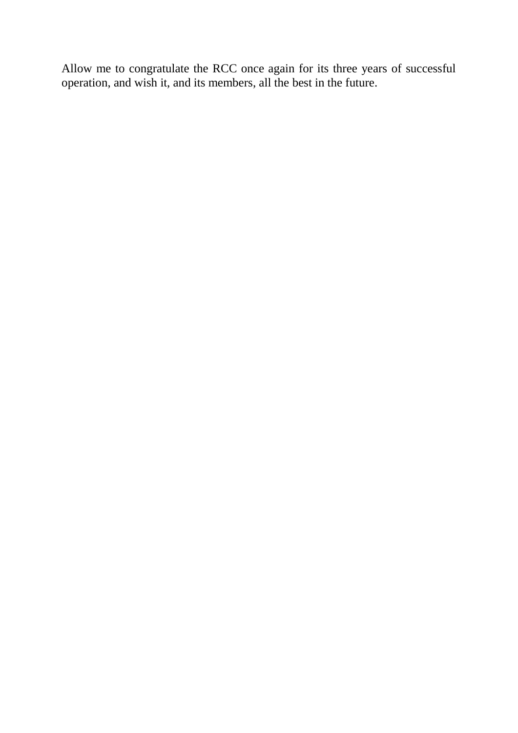Allow me to congratulate the RCC once again for its three years of successful operation, and wish it, and its members, all the best in the future.